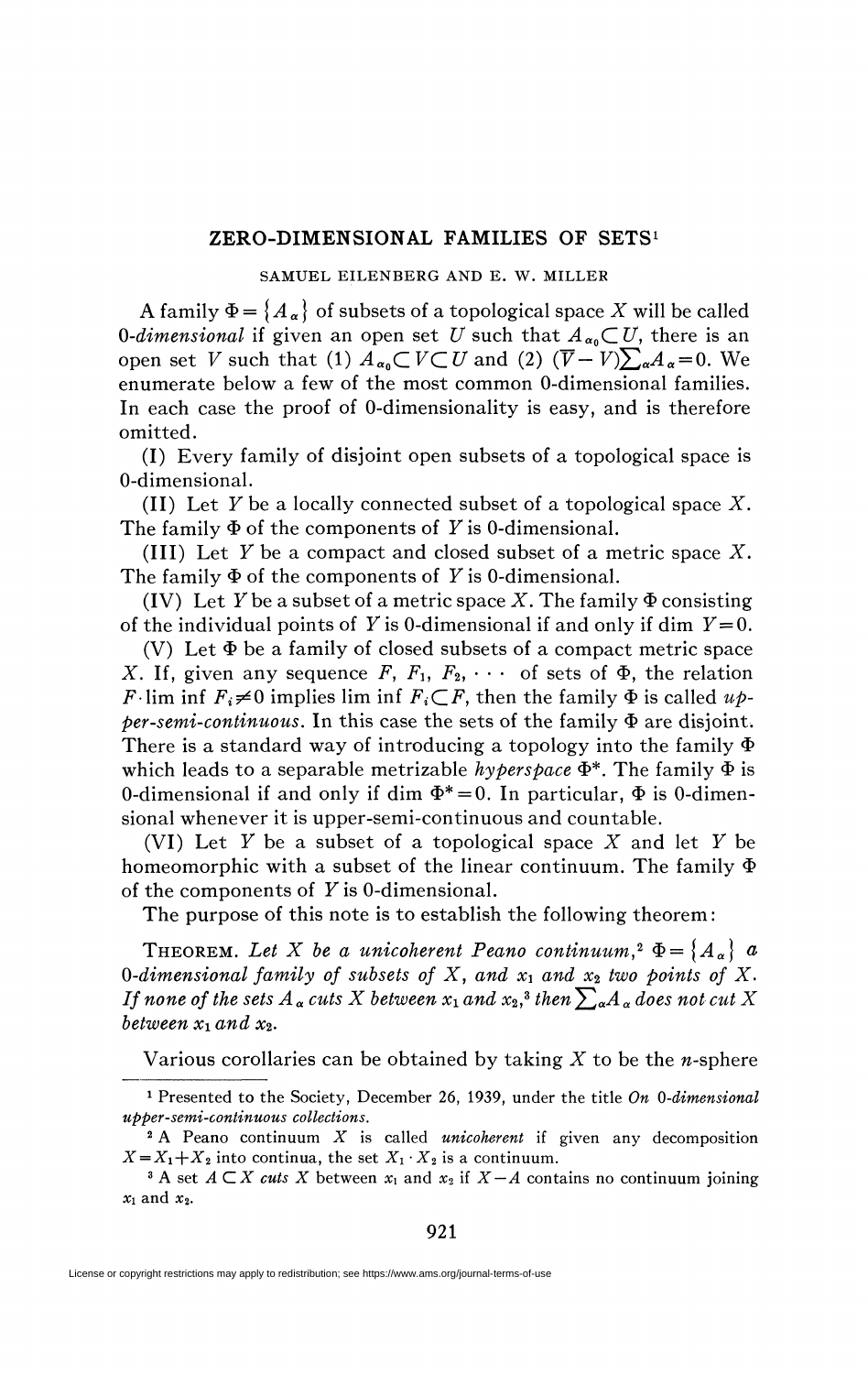# ZERO-DIMENSIONAL FAMILIES OF SETS[1]

SAMUEL EILENBERG AND E. W. MILLER

A family $\Phi = \{A_\alpha\}$ of subsets of a topological space $X$ will be called *0-dimensional* if given an open set $U$ such that $A_{\alpha_0} \subset U$, there is an open set $V$ such that (1) $A_{\alpha_0} \subset V \subset U$ and (2) $(\overline{V} - V)\sum_\alpha A_\alpha = 0$. We enumerate below a few of the most common 0-dimensional families. In each case the proof of 0-dimensionality is easy, and is therefore omitted.

(I) Every family of disjoint open subsets of a topological space is 0-dimensional.

(II) Let $Y$ be a locally connected subset of a topological space $X$. The family $\Phi$ of the components of $Y$ is 0-dimensional.

(III) Let $Y$ be a compact and closed subset of a metric space $X$. The family $\Phi$ of the components of $Y$ is 0-dimensional.

(IV) Let $Y$ be a subset of a metric space $X$. The family $\Phi$ consisting of the individual points of $Y$ is 0-dimensional if and only if $\dim Y = 0$.

(V) Let $\Phi$ be a family of closed subsets of a compact metric space $X$. If, given any sequence $F, F_1, F_2, \cdots$ of sets of $\Phi$, the relation $F \cdot \liminf F_i \neq 0$ implies $\limsup F_i \subset F$, then the family $\Phi$ is called *upper-semi-continuous*. In this case the sets of the family $\Phi$ are disjoint. There is a standard way of introducing a topology into the family $\Phi$ which leads to a separable metrizable *hyperspace* $\Phi^*$. The family $\Phi$ is 0-dimensional if and only if $\dim \Phi^* = 0$. In particular, $\Phi$ is 0-dimensional whenever it is upper-semi-continuous and countable.

(VI) Let $Y$ be a subset of a topological space $X$ and let $Y$ be homeomorphic with a subset of the linear continuum. The family $\Phi$ of the components of $Y$ is 0-dimensional.

The purpose of this note is to establish the following theorem:

THEOREM. *Let $X$ be a unicoherent Peano continuum,[2] $\Phi = \{A_\alpha\}$ a 0-dimensional family of subsets of $X$, and $x_1$ and $x_2$ two points of $X$. If none of the sets $A_\alpha$ cuts $X$ between $x_1$ and $x_2$,[3] then $\sum_\alpha A_\alpha$ does not cut $X$ between $x_1$ and $x_2$.*

Various corollaries can be obtained by taking $X$ to be the $n$-sphere

---

[1] Presented to the Society, December 26, 1939, under the title *On 0-dimensional upper-semi-continuous collections.*

[2] A Peano continuum $X$ is called *unicoherent* if given any decomposition $X = X_1 + X_2$ into continua, the set $X_1 \cdot X_2$ is a continuum.

[3] A set $A \subset X$ *cuts* $X$ between $x_1$ and $x_2$ if $X - A$ contains no continuum joining $x_1$ and $x_2$.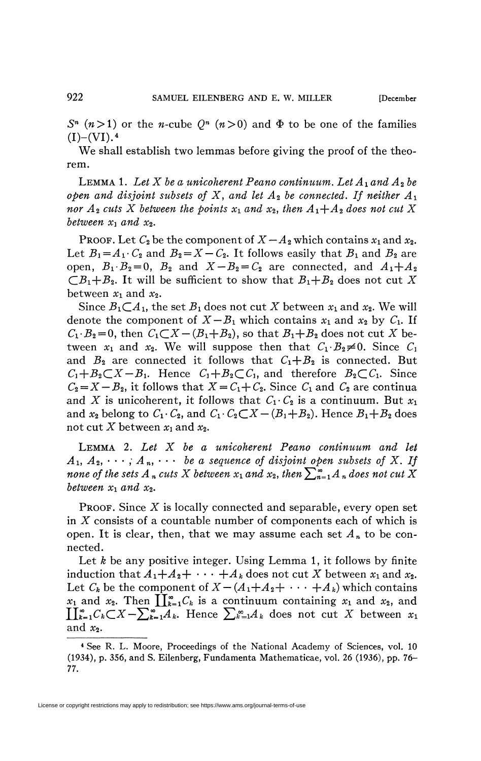$S^n$ $(n>1)$ or the $n$-cube $Q^n$ $(n>0)$ and $\Phi$ to be one of the families (I)–(VI).[4]

We shall establish two lemmas before giving the proof of the theorem.

LEMMA 1. *Let $X$ be a unicoherent Peano continuum. Let $A_1$ and $A_2$ be open and disjoint subsets of $X$, and let $A_2$ be connected. If neither $A_1$ nor $A_2$ cuts $X$ between the points $x_1$ and $x_2$, then $A_1+A_2$ does not cut $X$ between $x_1$ and $x_2$.*

PROOF. Let $C_2$ be the component of $X-A_2$ which contains $x_1$ and $x_2$. Let $B_1=A_1\cdot C_2$ and $B_2=X-C_2$. It follows easily that $B_1$ and $B_2$ are open, $B_1\cdot B_2=0$, $B_2$ and $X-B_2=C_2$ are connected, and $A_1+A_2 \subset B_1+B_2$. It will be sufficient to show that $B_1+B_2$ does not cut $X$ between $x_1$ and $x_2$.

Since $B_1\subset A_1$, the set $B_1$ does not cut $X$ between $x_1$ and $x_2$. We will denote the component of $X-B_1$ which contains $x_1$ and $x_2$ by $C_1$. If $C_1\cdot B_2=0$, then $C_1\subset X-(B_1+B_2)$, so that $B_1+B_2$ does not cut $X$ between $x_1$ and $x_2$. We will suppose then that $C_1\cdot B_2\neq 0$. Since $C_1$ and $B_2$ are connected it follows that $C_1+B_2$ is connected. But $C_1+B_2\subset X-B_1$. Hence $C_1+B_2\subset C_1$, and therefore $B_2\subset C_1$. Since $C_2=X-B_2$, it follows that $X=C_1+C_2$. Since $C_1$ and $C_2$ are continua and $X$ is unicoherent, it follows that $C_1\cdot C_2$ is a continuum. But $x_1$ and $x_2$ belong to $C_1\cdot C_2$, and $C_1\cdot C_2\subset X-(B_1+B_2)$. Hence $B_1+B_2$ does not cut $X$ between $x_1$ and $x_2$.

LEMMA 2. *Let $X$ be a unicoherent Peano continuum and let $A_1, A_2, \cdots, A_n, \cdots$ be a sequence of disjoint open subsets of $X$. If none of the sets $A_n$ cuts $X$ between $x_1$ and $x_2$, then $\sum_{n=1}^{\infty}A_n$ does not cut $X$ between $x_1$ and $x_2$.*

PROOF. Since $X$ is locally connected and separable, every open set in $X$ consists of a countable number of components each of which is open. It is clear, then, that we may assume each set $A_n$ to be connected.

Let $k$ be any positive integer. Using Lemma 1, it follows by finite induction that $A_1+A_2+\cdots+A_k$ does not cut $X$ between $x_1$ and $x_2$. Let $C_k$ be the component of $X-(A_1+A_2+\cdots+A_k)$ which contains $x_1$ and $x_2$. Then $\prod_{k=1}^{\infty}C_k$ is a continuum containing $x_1$ and $x_2$, and $\prod_{k=1}^{\infty}C_k\subset X-\sum_{k=1}^{\infty}A_k$. Hence $\sum_{k=1}^{\infty}A_k$ does not cut $X$ between $x_1$ and $x_2$.

[4] See R. L. Moore, Proceedings of the National Academy of Sciences, vol. 10 (1934), p. 356, and S. Eilenberg, Fundamenta Mathematicae, vol. 26 (1936), pp. 76–77.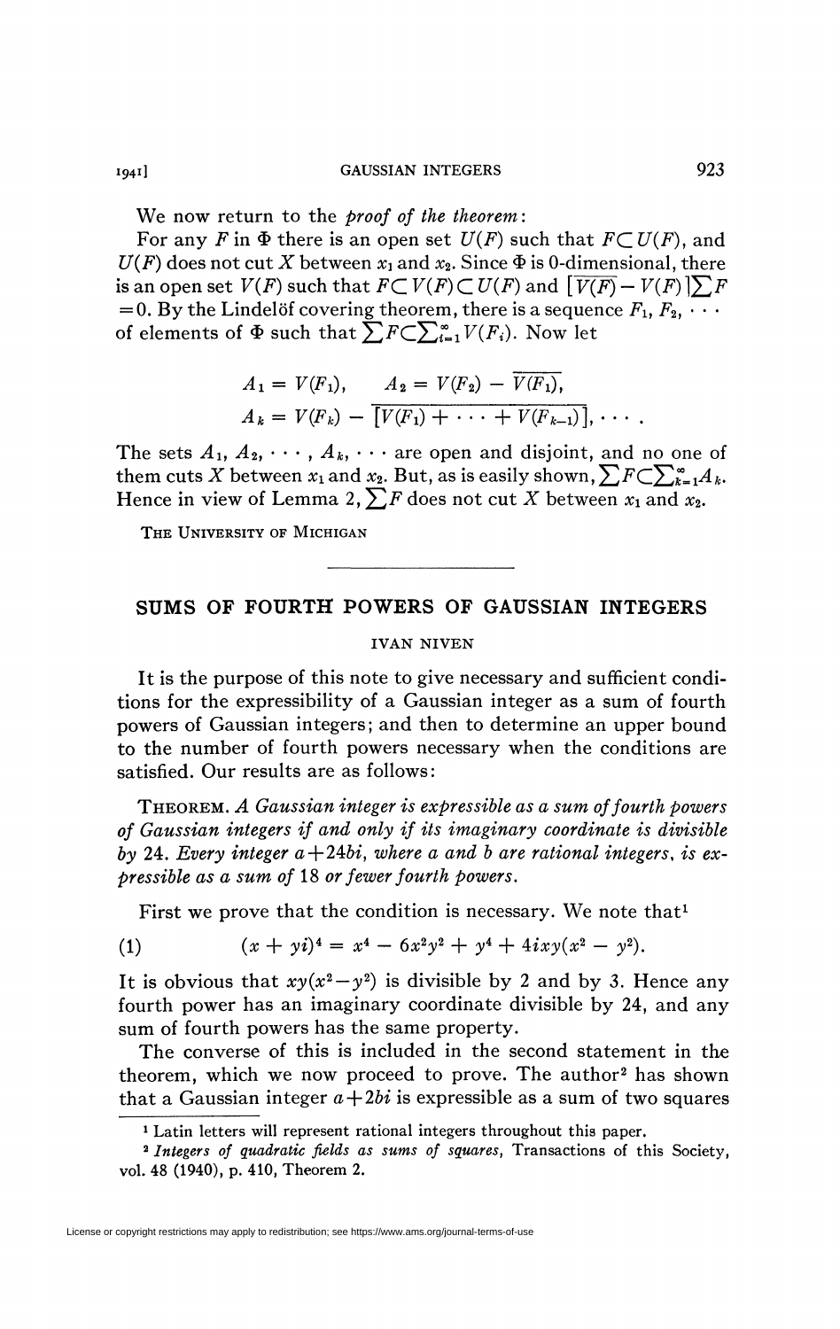We now return to the *proof of the theorem*:

For any $F$ in $\Phi$ there is an open set $U(F)$ such that $F \subset U(F)$, and $U(F)$ does not cut $X$ between $x_1$ and $x_2$. Since $\Phi$ is 0-dimensional, there is an open set $V(F)$ such that $F \subset V(F) \subset U(F)$ and $[\overline{V(F)} - V(F)] \sum F = 0$. By the Lindelöf covering theorem, there is a sequence $F_1, F_2, \cdots$ of elements of $\Phi$ such that $\sum F \subset \sum_{i=1}^{\infty} V(F_i)$. Now let

$$A_1 = V(F_1), \qquad A_2 = V(F_2) - \overline{V(F_1)},$$
$$A_k = V(F_k) - \overline{[V(F_1) + \cdots + V(F_{k-1})]}, \cdots.$$

The sets $A_1, A_2, \cdots, A_k, \cdots$ are open and disjoint, and no one of them cuts $X$ between $x_1$ and $x_2$. But, as is easily shown, $\sum F \subset \sum_{k=1}^{\infty} A_k$. Hence in view of Lemma 2, $\sum F$ does not cut $X$ between $x_1$ and $x_2$.

THE UNIVERSITY OF MICHIGAN

# SUMS OF FOURTH POWERS OF GAUSSIAN INTEGERS

IVAN NIVEN

It is the purpose of this note to give necessary and sufficient conditions for the expressibility of a Gaussian integer as a sum of fourth powers of Gaussian integers; and then to determine an upper bound to the number of fourth powers necessary when the conditions are satisfied. Our results are as follows:

THEOREM. *A Gaussian integer is expressible as a sum of fourth powers of Gaussian integers if and only if its imaginary coordinate is divisible by* 24. *Every integer $a+24bi$, where $a$ and $b$ are rational integers, is expressible as a sum of* 18 *or fewer fourth powers.*

First we prove that the condition is necessary. We note that[1]

$$(1) \qquad (x + yi)^4 = x^4 - 6x^2y^2 + y^4 + 4ixy(x^2 - y^2).$$

It is obvious that $xy(x^2-y^2)$ is divisible by 2 and by 3. Hence any fourth power has an imaginary coordinate divisible by 24, and any sum of fourth powers has the same property.

The converse of this is included in the second statement in the theorem, which we now proceed to prove. The author[2] has shown that a Gaussian integer $a+2bi$ is expressible as a sum of two squares

[1] Latin letters will represent rational integers throughout this paper.

[2] *Integers of quadratic fields as sums of squares*, Transactions of this Society, vol. 48 (1940), p. 410, Theorem 2.